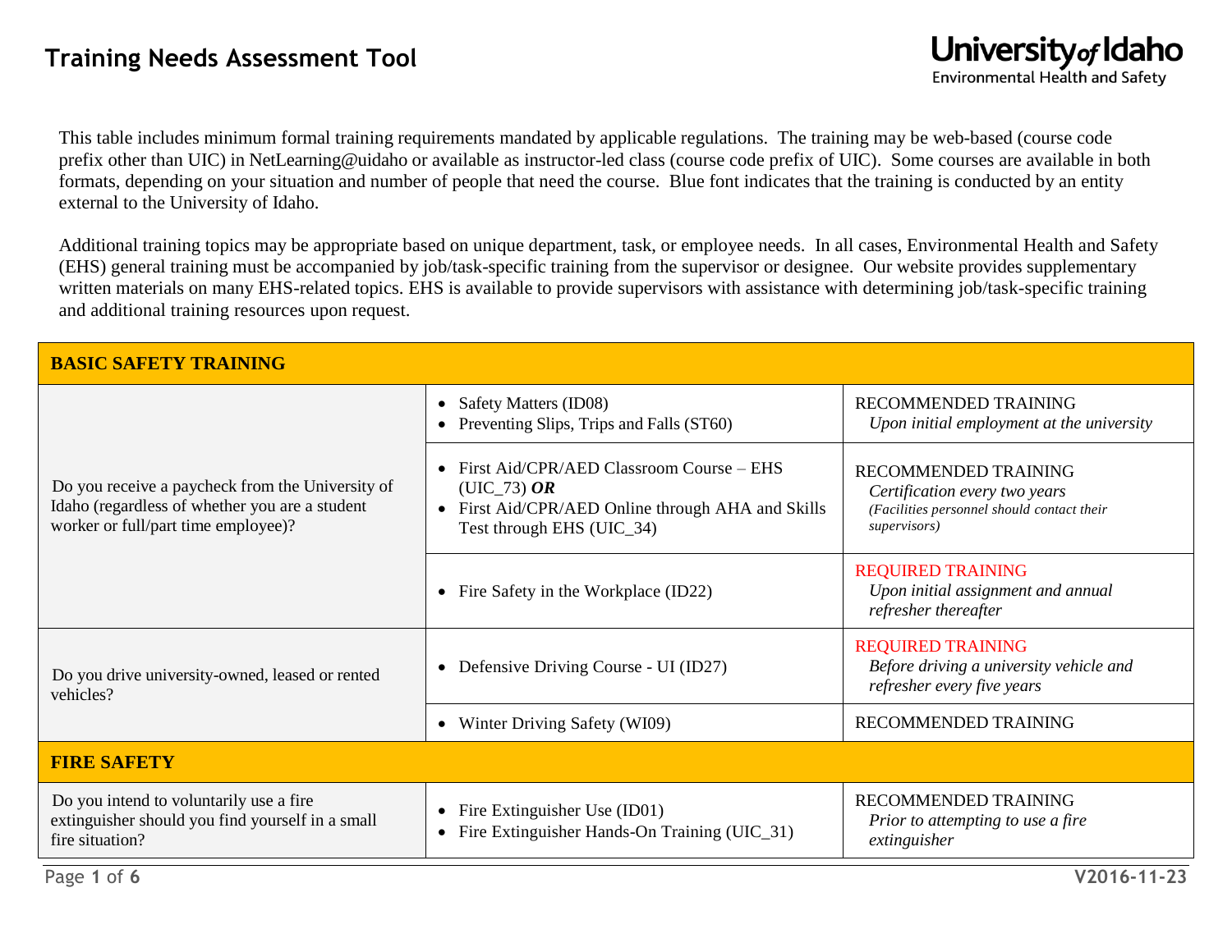# Training Needs Assessment Tool

University of Idaho
Environmental Health and Safety

This table includes minimum formal training requirements mandated by applicable regulations. The training may be web-based (course code prefix other than UIC) in NetLearning@uidaho or available as instructor-led class (course code prefix of UIC). Some courses are available in both formats, depending on your situation and number of people that need the course. Blue font indicates that the training is conducted by an entity external to the University of Idaho.

Additional training topics may be appropriate based on unique department, task, or employee needs. In all cases, Environmental Health and Safety (EHS) general training must be accompanied by job/task-specific training from the supervisor or designee. Our website provides supplementary written materials on many EHS-related topics. EHS is available to provide supervisors with assistance with determining job/task-specific training and additional training resources upon request.

| **BASIC SAFETY TRAINING** | | |
|---|---|---|
| Do you receive a paycheck from the University of Idaho (regardless of whether you are a student worker or full/part time employee)? | • Safety Matters (ID08)<br>• Preventing Slips, Trips and Falls (ST60) | RECOMMENDED TRAINING<br>*Upon initial employment at the university* |
| | • First Aid/CPR/AED Classroom Course – EHS (UIC_73) ***OR***<br>• First Aid/CPR/AED Online through AHA and Skills Test through EHS (UIC_34) | RECOMMENDED TRAINING<br>*Certification every two years*<br>*(Facilities personnel should contact their supervisors)* |
| | • Fire Safety in the Workplace (ID22) | REQUIRED TRAINING<br>*Upon initial assignment and annual refresher thereafter* |
| Do you drive university-owned, leased or rented vehicles? | • Defensive Driving Course - UI (ID27) | REQUIRED TRAINING<br>*Before driving a university vehicle and refresher every five years* |
| | • Winter Driving Safety (WI09) | RECOMMENDED TRAINING |
| **FIRE SAFETY** | | |
| Do you intend to voluntarily use a fire extinguisher should you find yourself in a small fire situation? | • Fire Extinguisher Use (ID01)<br>• Fire Extinguisher Hands-On Training (UIC_31) | RECOMMENDED TRAINING<br>*Prior to attempting to use a fire extinguisher* |

V2016-11-23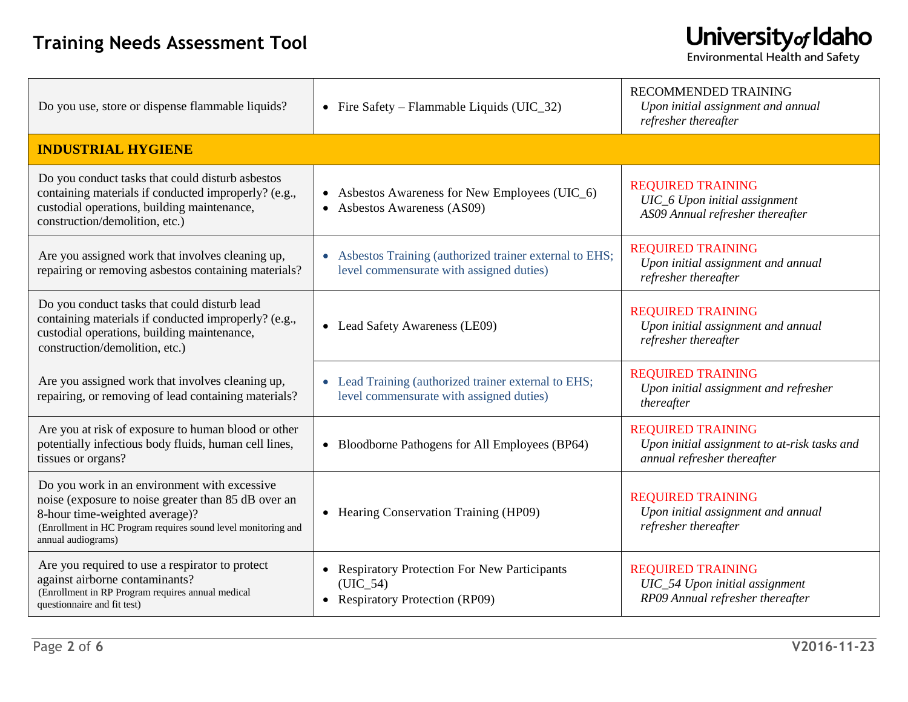# Training Needs Assessment Tool

| | | |
|---|---|---|
| Do you use, store or dispense flammable liquids? | • Fire Safety – Flammable Liquids (UIC_32) | RECOMMENDED TRAINING<br>*Upon initial assignment and annual refresher thereafter* |
| **INDUSTRIAL HYGIENE** | | |
| Do you conduct tasks that could disturb asbestos containing materials if conducted improperly? (e.g., custodial operations, building maintenance, construction/demolition, etc.) | • Asbestos Awareness for New Employees (UIC_6)<br>• Asbestos Awareness (AS09) | REQUIRED TRAINING<br>*UIC_6 Upon initial assignment*<br>*AS09 Annual refresher thereafter* |
| Are you assigned work that involves cleaning up, repairing or removing asbestos containing materials? | • Asbestos Training (authorized trainer external to EHS; level commensurate with assigned duties) | REQUIRED TRAINING<br>*Upon initial assignment and annual refresher thereafter* |
| Do you conduct tasks that could disturb lead containing materials if conducted improperly? (e.g., custodial operations, building maintenance, construction/demolition, etc.) | • Lead Safety Awareness (LE09) | REQUIRED TRAINING<br>*Upon initial assignment and annual refresher thereafter* |
| Are you assigned work that involves cleaning up, repairing, or removing of lead containing materials? | • Lead Training (authorized trainer external to EHS; level commensurate with assigned duties) | REQUIRED TRAINING<br>*Upon initial assignment and refresher thereafter* |
| Are you at risk of exposure to human blood or other potentially infectious body fluids, human cell lines, tissues or organs? | • Bloodborne Pathogens for All Employees (BP64) | REQUIRED TRAINING<br>*Upon initial assignment to at-risk tasks and annual refresher thereafter* |
| Do you work in an environment with excessive noise (exposure to noise greater than 85 dB over an 8-hour time-weighted average)?<br>(Enrollment in HC Program requires sound level monitoring and annual audiograms) | • Hearing Conservation Training (HP09) | REQUIRED TRAINING<br>*Upon initial assignment and annual refresher thereafter* |
| Are you required to use a respirator to protect against airborne contaminants?<br>(Enrollment in RP Program requires annual medical questionnaire and fit test) | • Respiratory Protection For New Participants (UIC_54)<br>• Respiratory Protection (RP09) | REQUIRED TRAINING<br>*UIC_54 Upon initial assignment*<br>*RP09 Annual refresher thereafter* |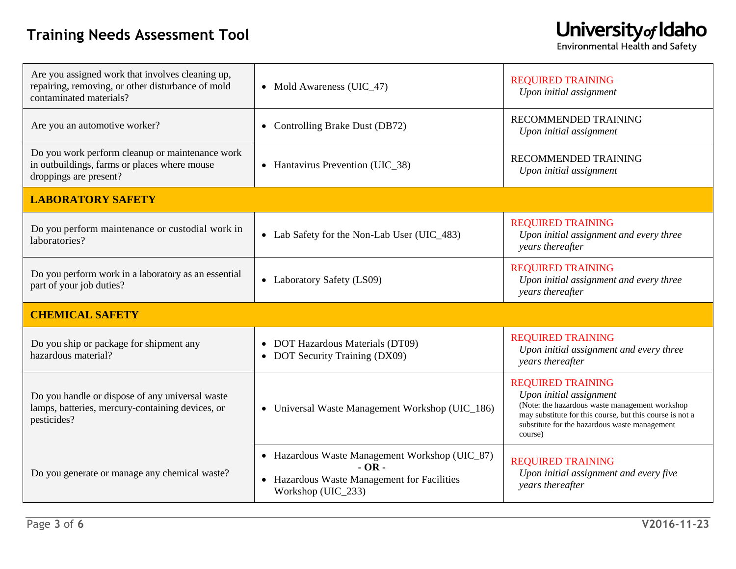| Question | Training | Requirement |
|---|---|---|
| Are you assigned work that involves cleaning up, repairing, removing, or other disturbance of mold contaminated materials? | • Mold Awareness (UIC_47) | REQUIRED TRAINING<br>*Upon initial assignment* |
| Are you an automotive worker? | • Controlling Brake Dust (DB72) | RECOMMENDED TRAINING<br>*Upon initial assignment* |
| Do you work perform cleanup or maintenance work in outbuildings, farms or places where mouse droppings are present? | • Hantavirus Prevention (UIC_38) | RECOMMENDED TRAINING<br>*Upon initial assignment* |
| **LABORATORY SAFETY** | | |
| Do you perform maintenance or custodial work in laboratories? | • Lab Safety for the Non-Lab User (UIC_483) | REQUIRED TRAINING<br>*Upon initial assignment and every three years thereafter* |
| Do you perform work in a laboratory as an essential part of your job duties? | • Laboratory Safety (LS09) | REQUIRED TRAINING<br>*Upon initial assignment and every three years thereafter* |
| **CHEMICAL SAFETY** | | |
| Do you ship or package for shipment any hazardous material? | • DOT Hazardous Materials (DT09)<br>• DOT Security Training (DX09) | REQUIRED TRAINING<br>*Upon initial assignment and every three years thereafter* |
| Do you handle or dispose of any universal waste lamps, batteries, mercury-containing devices, or pesticides? | • Universal Waste Management Workshop (UIC_186) | REQUIRED TRAINING<br>*Upon initial assignment*<br>(Note: the hazardous waste management workshop may substitute for this course, but this course is not a substitute for the hazardous waste management course) |
| Do you generate or manage any chemical waste? | • Hazardous Waste Management Workshop (UIC_87)<br>**- OR -**<br>• Hazardous Waste Management for Facilities Workshop (UIC_233) | REQUIRED TRAINING<br>*Upon initial assignment and every five years thereafter* |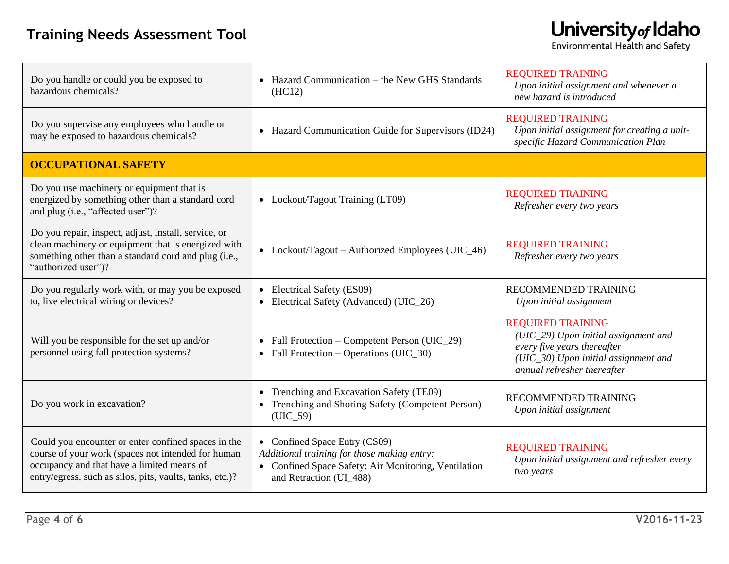| | | |
|---|---|---|
| Do you handle or could you be exposed to hazardous chemicals? | • Hazard Communication – the New GHS Standards (HC12) | REQUIRED TRAINING *Upon initial assignment and whenever a new hazard is introduced* |
| Do you supervise any employees who handle or may be exposed to hazardous chemicals? | • Hazard Communication Guide for Supervisors (ID24) | REQUIRED TRAINING *Upon initial assignment for creating a unit-specific Hazard Communication Plan* |
| **OCCUPATIONAL SAFETY** | | |
| Do you use machinery or equipment that is energized by something other than a standard cord and plug (i.e., “affected user”)? | • Lockout/Tagout Training (LT09) | REQUIRED TRAINING *Refresher every two years* |
| Do you repair, inspect, adjust, install, service, or clean machinery or equipment that is energized with something other than a standard cord and plug (i.e., “authorized user”)? | • Lockout/Tagout – Authorized Employees (UIC_46) | REQUIRED TRAINING *Refresher every two years* |
| Do you regularly work with, or may you be exposed to, live electrical wiring or devices? | • Electrical Safety (ES09) <br> • Electrical Safety (Advanced) (UIC_26) | RECOMMENDED TRAINING *Upon initial assignment* |
| Will you be responsible for the set up and/or personnel using fall protection systems? | • Fall Protection – Competent Person (UIC_29) <br> • Fall Protection – Operations (UIC_30) | REQUIRED TRAINING *(UIC_29) Upon initial assignment and every five years thereafter* *(UIC_30) Upon initial assignment and annual refresher thereafter* |
| Do you work in excavation? | • Trenching and Excavation Safety (TE09) <br> • Trenching and Shoring Safety (Competent Person) (UIC_59) | RECOMMENDED TRAINING *Upon initial assignment* |
| Could you encounter or enter confined spaces in the course of your work (spaces not intended for human occupancy and that have a limited means of entry/egress, such as silos, pits, vaults, tanks, etc.)? | • Confined Space Entry (CS09) <br> *Additional training for those making entry:* <br> • Confined Space Safety: Air Monitoring, Ventilation and Retraction (UI_488) | REQUIRED TRAINING *Upon initial assignment and refresher every two years* |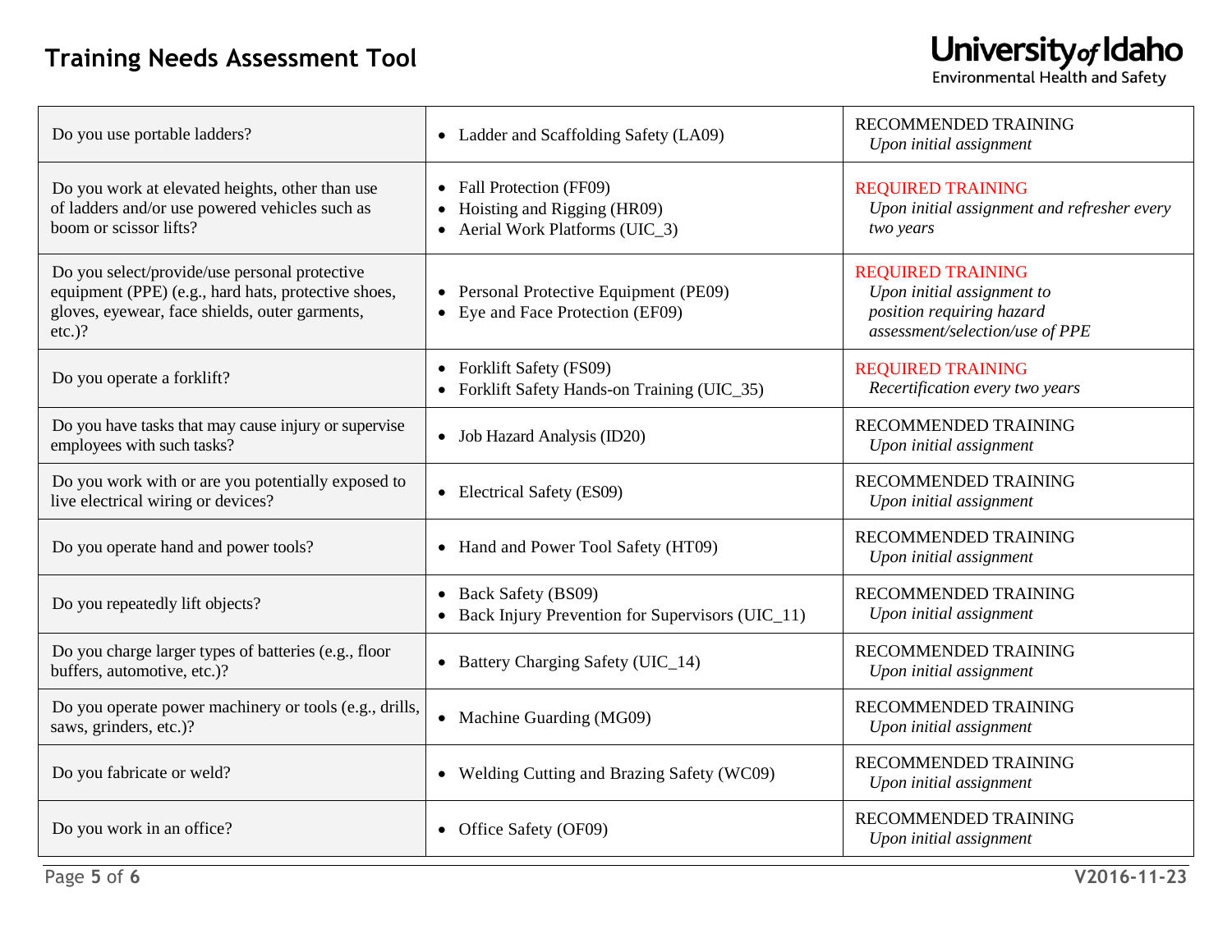# Training Needs Assessment Tool

**University of Idaho**
Environmental Health and Safety

| Question | Training | Requirement |
|---|---|---|
| Do you use portable ladders? | • Ladder and Scaffolding Safety (LA09) | RECOMMENDED TRAINING<br>*Upon initial assignment* |
| Do you work at elevated heights, other than use of ladders and/or use powered vehicles such as boom or scissor lifts? | • Fall Protection (FF09)<br>• Hoisting and Rigging (HR09)<br>• Aerial Work Platforms (UIC_3) | REQUIRED TRAINING<br>*Upon initial assignment and refresher every two years* |
| Do you select/provide/use personal protective equipment (PPE) (e.g., hard hats, protective shoes, gloves, eyewear, face shields, outer garments, etc.)? | • Personal Protective Equipment (PE09)<br>• Eye and Face Protection (EF09) | REQUIRED TRAINING<br>*Upon initial assignment to position requiring hazard assessment/selection/use of PPE* |
| Do you operate a forklift? | • Forklift Safety (FS09)<br>• Forklift Safety Hands-on Training (UIC_35) | REQUIRED TRAINING<br>*Recertification every two years* |
| Do you have tasks that may cause injury or supervise employees with such tasks? | • Job Hazard Analysis (ID20) | RECOMMENDED TRAINING<br>*Upon initial assignment* |
| Do you work with or are you potentially exposed to live electrical wiring or devices? | • Electrical Safety (ES09) | RECOMMENDED TRAINING<br>*Upon initial assignment* |
| Do you operate hand and power tools? | • Hand and Power Tool Safety (HT09) | RECOMMENDED TRAINING<br>*Upon initial assignment* |
| Do you repeatedly lift objects? | • Back Safety (BS09)<br>• Back Injury Prevention for Supervisors (UIC_11) | RECOMMENDED TRAINING<br>*Upon initial assignment* |
| Do you charge larger types of batteries (e.g., floor buffers, automotive, etc.)? | • Battery Charging Safety (UIC_14) | RECOMMENDED TRAINING<br>*Upon initial assignment* |
| Do you operate power machinery or tools (e.g., drills, saws, grinders, etc.)? | • Machine Guarding (MG09) | RECOMMENDED TRAINING<br>*Upon initial assignment* |
| Do you fabricate or weld? | • Welding Cutting and Brazing Safety (WC09) | RECOMMENDED TRAINING<br>*Upon initial assignment* |
| Do you work in an office? | • Office Safety (OF09) | RECOMMENDED TRAINING<br>*Upon initial assignment* |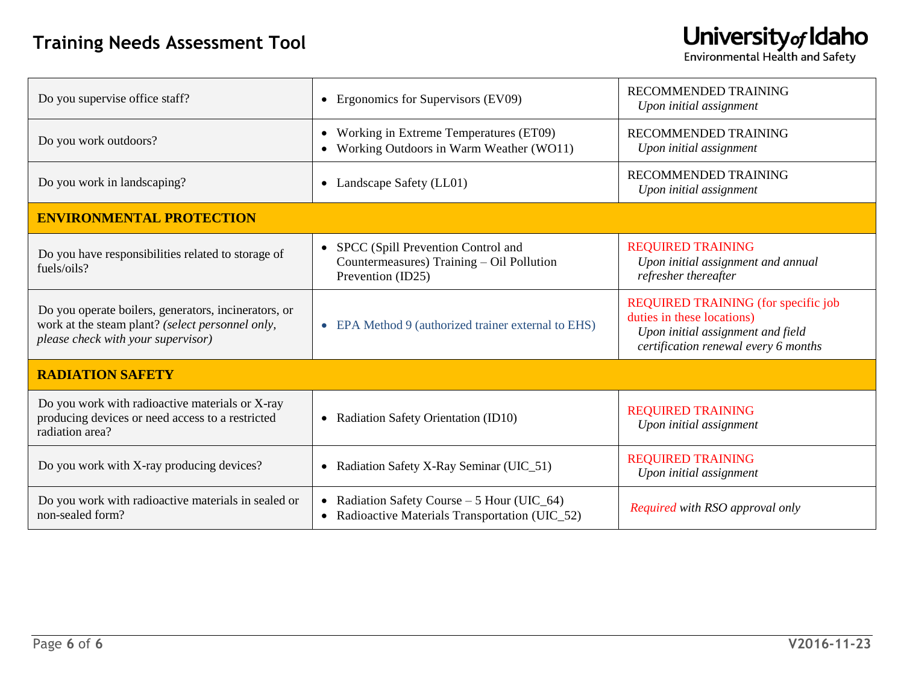| | | |
|---|---|---|
| Do you supervise office staff? | • Ergonomics for Supervisors (EV09) | RECOMMENDED TRAINING<br>*Upon initial assignment* |
| Do you work outdoors? | • Working in Extreme Temperatures (ET09)<br>• Working Outdoors in Warm Weather (WO11) | RECOMMENDED TRAINING<br>*Upon initial assignment* |
| Do you work in landscaping? | • Landscape Safety (LL01) | RECOMMENDED TRAINING<br>*Upon initial assignment* |
| **ENVIRONMENTAL PROTECTION** | | |
| Do you have responsibilities related to storage of fuels/oils? | • SPCC (Spill Prevention Control and Countermeasures) Training – Oil Pollution Prevention (ID25) | REQUIRED TRAINING<br>*Upon initial assignment and annual refresher thereafter* |
| Do you operate boilers, generators, incinerators, or work at the steam plant? *(select personnel only, please check with your supervisor)* | • EPA Method 9 (authorized trainer external to EHS) | REQUIRED TRAINING (for specific job duties in these locations)<br>*Upon initial assignment and field certification renewal every 6 months* |
| **RADIATION SAFETY** | | |
| Do you work with radioactive materials or X-ray producing devices or need access to a restricted radiation area? | • Radiation Safety Orientation (ID10) | REQUIRED TRAINING<br>*Upon initial assignment* |
| Do you work with X-ray producing devices? | • Radiation Safety X-Ray Seminar (UIC_51) | REQUIRED TRAINING<br>*Upon initial assignment* |
| Do you work with radioactive materials in sealed or non-sealed form? | • Radiation Safety Course – 5 Hour (UIC_64)<br>• Radioactive Materials Transportation (UIC_52) | *Required with RSO approval only* |